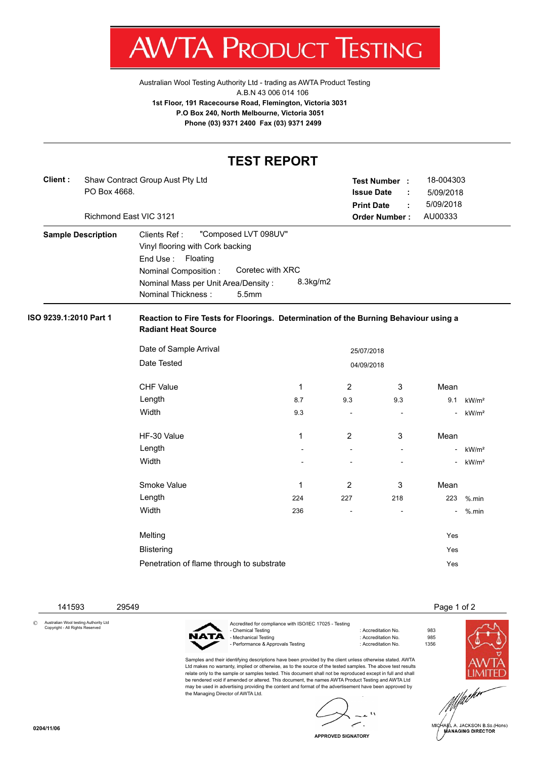# AWTA PRODUCT TESTING

Australian Wool Testing Authority Ltd - trading as AWTA Product Testing
A.B.N 43 006 014 106
**1st Floor, 191 Racecourse Road, Flemington, Victoria 3031**
**P.O Box 240, North Melbourne, Victoria 3051**
**Phone (03) 9371 2400 Fax (03) 9371 2499**

## TEST REPORT

**Client :** Shaw Contract Group Aust Pty Ltd
PO Box 4668.

Richmond East VIC 3121

**Test Number :** 18-004303
**Issue Date :** 5/09/2018
**Print Date :** 5/09/2018
**Order Number :** AU00333

**Sample Description**

Clients Ref : "Composed LVT 098UV"
Vinyl flooring with Cork backing
End Use : Floating
Nominal Composition : Coretec with XRC
Nominal Mass per Unit Area/Density : 8.3kg/m2
Nominal Thickness : 5.5mm

**ISO 9239.1:2010 Part 1** — **Reaction to Fire Tests for Floorings. Determination of the Burning Behaviour using a Radiant Heat Source**

Date of Sample Arrival: 25/07/2018
Date Tested: 04/09/2018

| CHF Value | 1 | 2 | 3 | Mean | |
|---|---|---|---|---|---|
| Length | 8.7 | 9.3 | 9.3 | 9.1 | kW/m² |
| Width | 9.3 | - | - | - | kW/m² |

| HF-30 Value | 1 | 2 | 3 | Mean | |
|---|---|---|---|---|---|
| Length | - | - | - | - | kW/m² |
| Width | - | - | - | - | kW/m² |

| Smoke Value | 1 | 2 | 3 | Mean | |
|---|---|---|---|---|---|
| Length | 224 | 227 | 218 | 223 | %.min |
| Width | 236 | - | - | - | %.min |

| | |
|---|---|
| Melting | Yes |
| Blistering | Yes |
| Penetration of flame through to substrate | Yes |

141593 29549

© Australian Wool testing Authority Ltd Copyright - All Rights Reserved

Accredited for compliance with ISO/IEC 17025 - Testing
- Chemical Testing : Accreditation No. 983
- Mechanical Testing : Accreditation No. 985
- Performance & Approvals Testing : Accreditation No. 1356

Samples and their identifying descriptions have been provided by the client unless otherwise stated. AWTA Ltd makes no warranty, implied or otherwise, as to the source of the tested samples. The above test results relate only to the sample or samples tested. This document shall not be reproduced except in full and shall be rendered void if amended or altered. This document, the names AWTA Product Testing and AWTA Ltd may be used in advertising providing the content and format of the advertisement have been approved by the Managing Director of AWTA Ltd.

APPROVED SIGNATORY

MICHAEL A. JACKSON B.Sc.(Hons)
MANAGING DIRECTOR

0204/11/06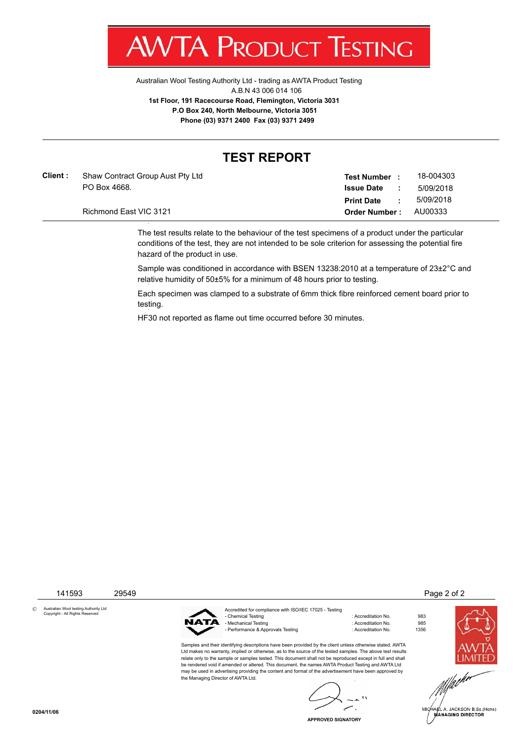# AWTA PRODUCT TESTING

Australian Wool Testing Authority Ltd - trading as AWTA Product Testing
A.B.N 43 006 014 106
**1st Floor, 191 Racecourse Road, Flemington, Victoria 3031**
**P.O Box 240, North Melbourne, Victoria 3051**
**Phone (03) 9371 2400 Fax (03) 9371 2499**

## TEST REPORT

| | | | |
|---|---|---|---|
| **Client :** | Shaw Contract Group Aust Pty Ltd | **Test Number :** | 18-004303 |
| | PO Box 4668. | **Issue Date :** | 5/09/2018 |
| | | **Print Date :** | 5/09/2018 |
| | Richmond East VIC 3121 | **Order Number :** | AU00333 |

The test results relate to the behaviour of the test specimens of a product under the particular conditions of the test, they are not intended to be sole criterion for assessing the potential fire hazard of the product in use.

Sample was conditioned in accordance with BSEN 13238:2010 at a temperature of 23±2°C and relative humidity of 50±5% for a minimum of 48 hours prior to testing.

Each specimen was clamped to a substrate of 6mm thick fibre reinforced cement board prior to testing.

HF30 not reported as flame out time occurred before 30 minutes.

141593 29549

© Australian Wool testing Authority Ltd
Copyright - All Rights Reserved

Accredited for compliance with ISO/IEC 17025 - Testing

| | | |
|---|---|---|
| - Chemical Testing | : Accreditation No. | 983 |
| - Mechanical Testing | : Accreditation No. | 985 |
| - Performance & Approvals Testing | : Accreditation No. | 1356 |

Samples and their identifying descriptions have been provided by the client unless otherwise stated. AWTA Ltd makes no warranty, implied or otherwise, as to the source of the tested samples. The above test results relate only to the sample or samples tested. This document shall not be reproduced except in full and shall be rendered void if amended or altered. This document, the names AWTA Product Testing and AWTA Ltd may be used in advertising providing the content and format of the advertisement have been approved by the Managing Director of AWTA Ltd.

APPROVED SIGNATORY

MICHAEL A. JACKSON B.Sc.(Hons)
MANAGING DIRECTOR

0204/11/06